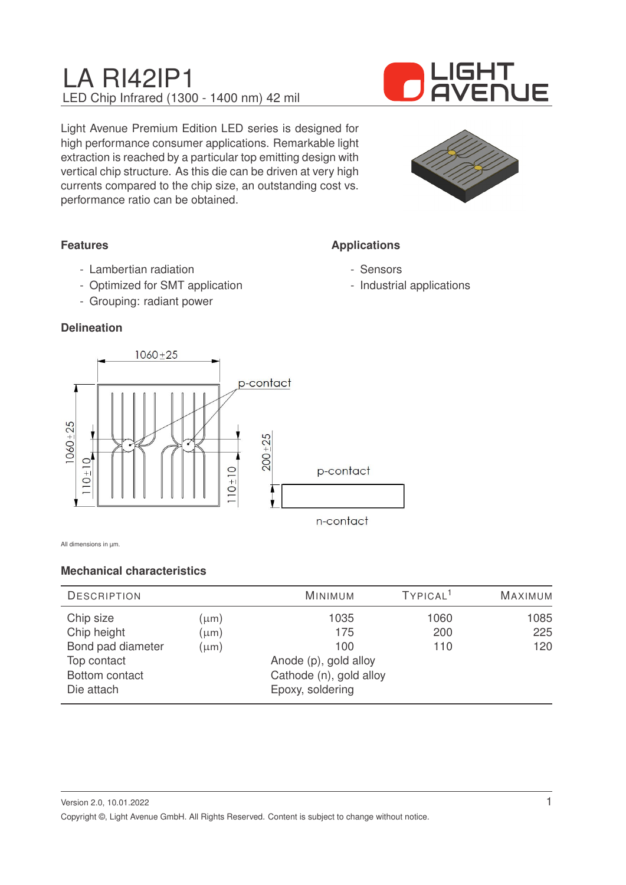# LA RI42IP1

LED Chip Infrared (1300 - 1400 nm) 42 mil

Light Avenue Premium Edition LED series is designed for high performance consumer applications. Remarkable light extraction is reached by a particular top emitting design with vertical chip structure. As this die can be driven at very high currents compared to the chip size, an outstanding cost vs. performance ratio can be obtained.

### Features

- Lambertian radiation
- Optimized for SMT application
- Grouping: radiant power

### Applications

- Sensors
- Industrial applications

### Delineation

1060±25

p-contact

1060±25

110±10

110±10

200±25

p-contact

n-contact

All dimensions in µm.

### Mechanical characteristics

| Description | | Minimum | Typical[1] | Maximum |
|---|---|---|---|---|
| Chip size | (µm) | 1035 | 1060 | 1085 |
| Chip height | (µm) | 175 | 200 | 225 |
| Bond pad diameter | (µm) | 100 | 110 | 120 |
| Top contact | | Anode (p), gold alloy | | |
| Bottom contact | | Cathode (n), gold alloy | | |
| Die attach | | Epoxy, soldering | | |

Version 2.0, 10.01.2022

Copyright ©, Light Avenue GmbH. All Rights Reserved. Content is subject to change without notice.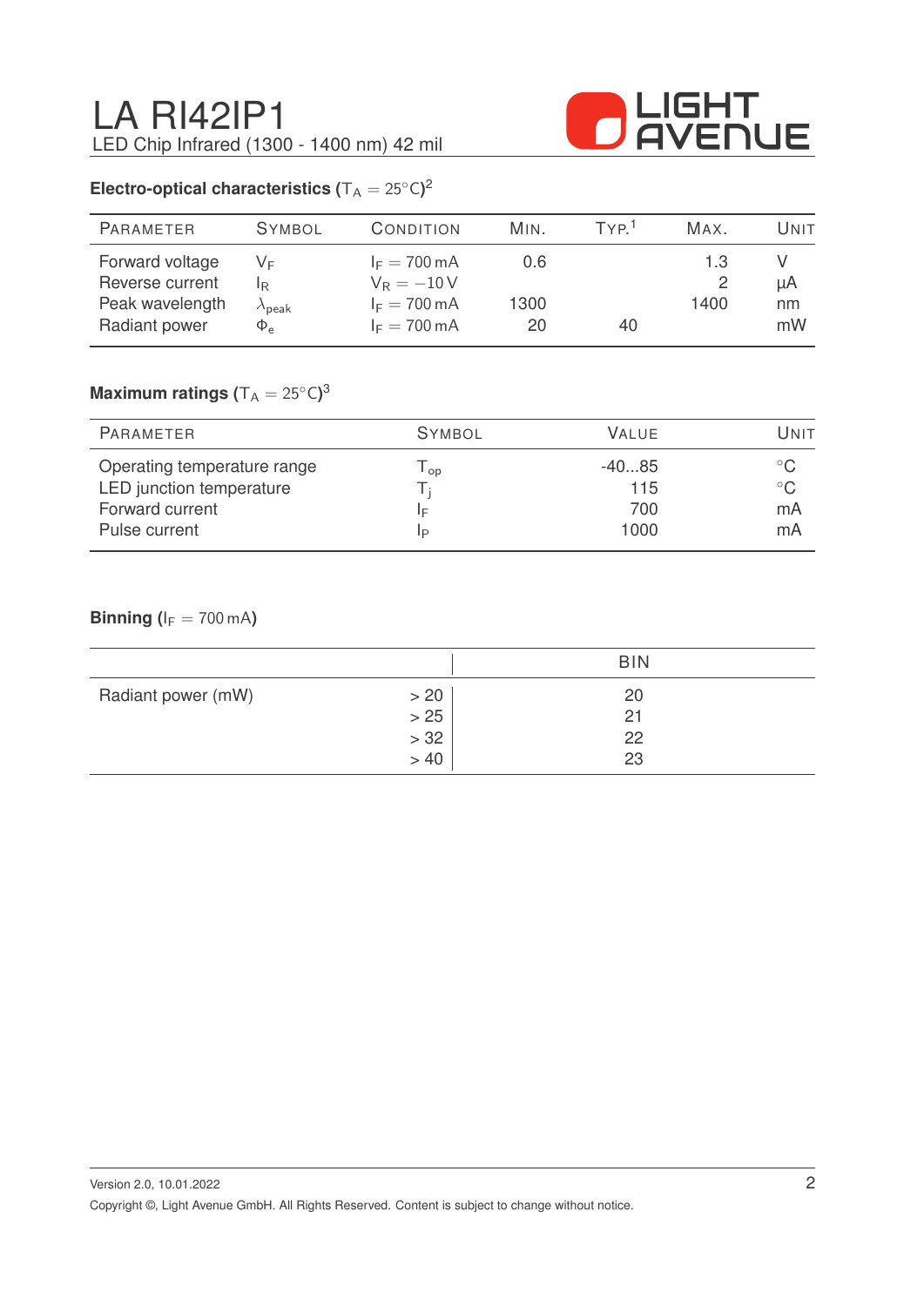# LA RI42IP1

LED Chip Infrared (1300 - 1400 nm) 42 mil

## Electro-optical characteristics ($T_A = 25°C$)[2]

| Parameter | Symbol | Condition | Min. | Typ.[1] | Max. | Unit |
|---|---|---|---|---|---|---|
| Forward voltage | $V_F$ | $I_F = 700\,mA$ | 0.6 | | 1.3 | V |
| Reverse current | $I_R$ | $V_R = -10\,V$ | | | 2 | μA |
| Peak wavelength | $\lambda_{peak}$ | $I_F = 700\,mA$ | 1300 | | 1400 | nm |
| Radiant power | $\Phi_e$ | $I_F = 700\,mA$ | 20 | 40 | | mW |

## Maximum ratings ($T_A = 25°C$)[3]

| Parameter | Symbol | Value | Unit |
|---|---|---|---|
| Operating temperature range | $T_{op}$ | -40...85 | °C |
| LED junction temperature | $T_j$ | 115 | °C |
| Forward current | $I_F$ | 700 | mA |
| Pulse current | $I_P$ | 1000 | mA |

## Binning ($I_F = 700\,mA$)

| | | BIN |
|---|---|---|
| Radiant power (mW) | > 20 | 20 |
| | > 25 | 21 |
| | > 32 | 22 |
| | > 40 | 23 |

Version 2.0, 10.01.2022

Copyright ©, Light Avenue GmbH. All Rights Reserved. Content is subject to change without notice.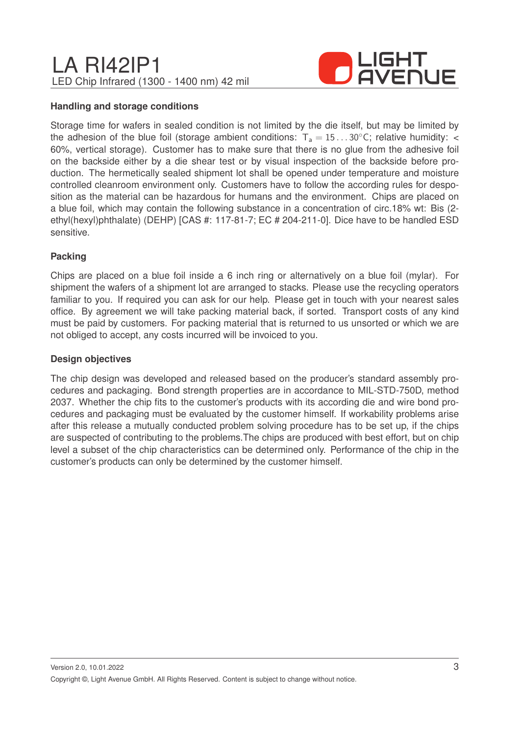## Handling and storage conditions

Storage time for wafers in sealed condition is not limited by the die itself, but may be limited by the adhesion of the blue foil (storage ambient conditions: $T_a = 15...30°C$; relative humidity: < 60%, vertical storage). Customer has to make sure that there is no glue from the adhesive foil on the backside either by a die shear test or by visual inspection of the backside before production. The hermetically sealed shipment lot shall be opened under temperature and moisture controlled cleanroom environment only. Customers have to follow the according rules for desposition as the material can be hazardous for humans and the environment. Chips are placed on a blue foil, which may contain the following substance in a concentration of circ.18% wt: Bis (2-ethyl(hexyl)phthalate) (DEHP) [CAS #: 117-81-7; EC # 204-211-0]. Dice have to be handled ESD sensitive.

## Packing

Chips are placed on a blue foil inside a 6 inch ring or alternatively on a blue foil (mylar). For shipment the wafers of a shipment lot are arranged to stacks. Please use the recycling operators familiar to you. If required you can ask for our help. Please get in touch with your nearest sales office. By agreement we will take packing material back, if sorted. Transport costs of any kind must be paid by customers. For packing material that is returned to us unsorted or which we are not obliged to accept, any costs incurred will be invoiced to you.

## Design objectives

The chip design was developed and released based on the producer's standard assembly procedures and packaging. Bond strength properties are in accordance to MIL-STD-750D, method 2037. Whether the chip fits to the customer's products with its according die and wire bond procedures and packaging must be evaluated by the customer himself. If workability problems arise after this release a mutually conducted problem solving procedure has to be set up, if the chips are suspected of contributing to the problems.The chips are produced with best effort, but on chip level a subset of the chip characteristics can be determined only. Performance of the chip in the customer's products can only be determined by the customer himself.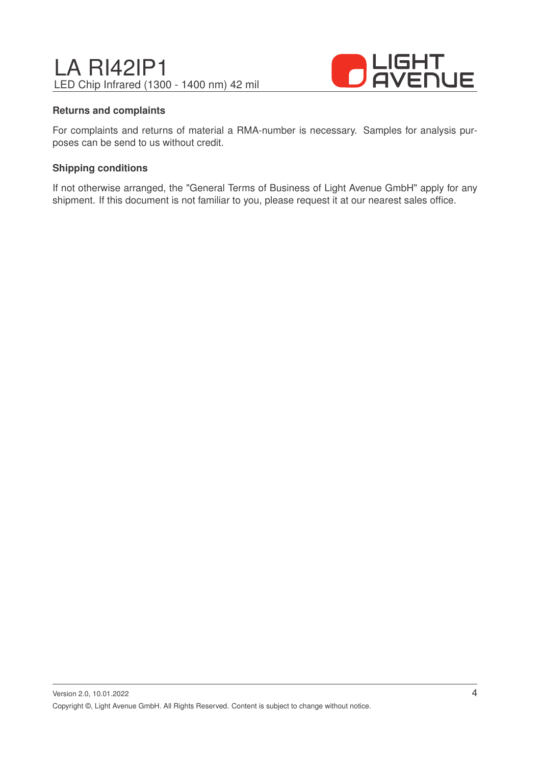### Returns and complaints

For complaints and returns of material a RMA-number is necessary. Samples for analysis purposes can be send to us without credit.

### Shipping conditions

If not otherwise arranged, the "General Terms of Business of Light Avenue GmbH" apply for any shipment. If this document is not familiar to you, please request it at our nearest sales office.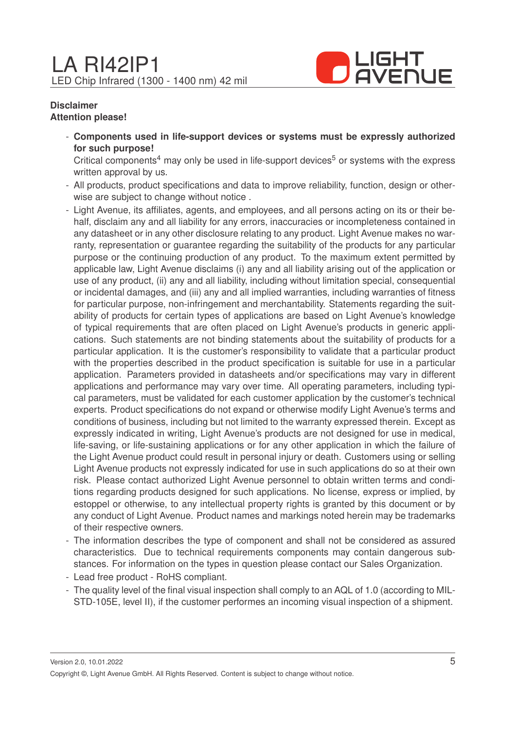**Disclaimer**
**Attention please!**

- **Components used in life-support devices or systems must be expressly authorized for such purpose!**
  Critical components[4] may only be used in life-support devices[5] or systems with the express written approval by us.
- All products, product specifications and data to improve reliability, function, design or otherwise are subject to change without notice .
- Light Avenue, its affiliates, agents, and employees, and all persons acting on its or their behalf, disclaim any and all liability for any errors, inaccuracies or incompleteness contained in any datasheet or in any other disclosure relating to any product. Light Avenue makes no warranty, representation or guarantee regarding the suitability of the products for any particular purpose or the continuing production of any product. To the maximum extent permitted by applicable law, Light Avenue disclaims (i) any and all liability arising out of the application or use of any product, (ii) any and all liability, including without limitation special, consequential or incidental damages, and (iii) any and all implied warranties, including warranties of fitness for particular purpose, non-infringement and merchantability. Statements regarding the suitability of products for certain types of applications are based on Light Avenue's knowledge of typical requirements that are often placed on Light Avenue's products in generic applications. Such statements are not binding statements about the suitability of products for a particular application. It is the customer's responsibility to validate that a particular product with the properties described in the product specification is suitable for use in a particular application. Parameters provided in datasheets and/or specifications may vary in different applications and performance may vary over time. All operating parameters, including typical parameters, must be validated for each customer application by the customer's technical experts. Product specifications do not expand or otherwise modify Light Avenue's terms and conditions of business, including but not limited to the warranty expressed therein. Except as expressly indicated in writing, Light Avenue's products are not designed for use in medical, life-saving, or life-sustaining applications or for any other application in which the failure of the Light Avenue product could result in personal injury or death. Customers using or selling Light Avenue products not expressly indicated for use in such applications do so at their own risk. Please contact authorized Light Avenue personnel to obtain written terms and conditions regarding products designed for such applications. No license, express or implied, by estoppel or otherwise, to any intellectual property rights is granted by this document or by any conduct of Light Avenue. Product names and markings noted herein may be trademarks of their respective owners.
- The information describes the type of component and shall not be considered as assured characteristics. Due to technical requirements components may contain dangerous substances. For information on the types in question please contact our Sales Organization.
- Lead free product - RoHS compliant.
- The quality level of the final visual inspection shall comply to an AQL of 1.0 (according to MIL-STD-105E, level II), if the customer performes an incoming visual inspection of a shipment.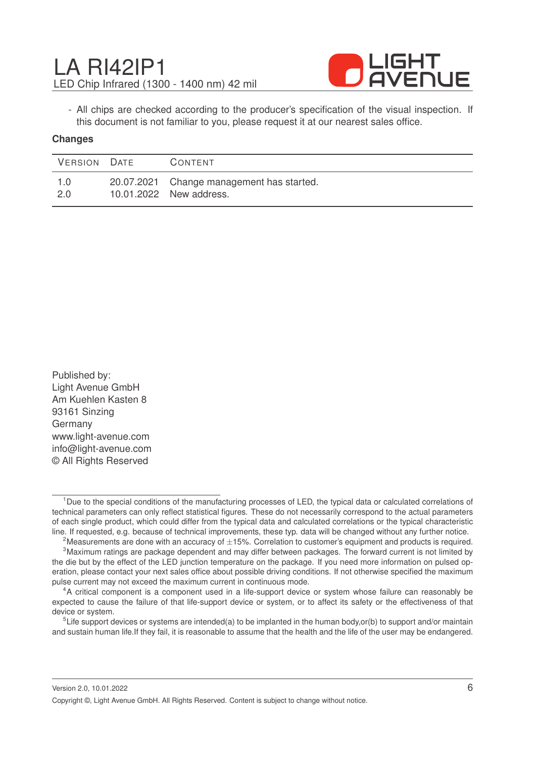- All chips are checked according to the producer's specification of the visual inspection. If this document is not familiar to you, please request it at our nearest sales office.

**Changes**

| Version | Date | Content |
|---|---|---|
| 1.0 | 20.07.2021 | Change management has started. |
| 2.0 | 10.01.2022 | New address. |

Published by:
Light Avenue GmbH
Am Kuehlen Kasten 8
93161 Sinzing
Germany
www.light-avenue.com
info@light-avenue.com
© All Rights Reserved

[1]Due to the special conditions of the manufacturing processes of LED, the typical data or calculated correlations of technical parameters can only reflect statistical figures. These do not necessarily correspond to the actual parameters of each single product, which could differ from the typical data and calculated correlations or the typical characteristic line. If requested, e.g. because of technical improvements, these typ. data will be changed without any further notice.

[2]Measurements are done with an accuracy of $\pm 15\%$. Correlation to customer's equipment and products is required.

[3]Maximum ratings are package dependent and may differ between packages. The forward current is not limited by the die but by the effect of the LED junction temperature on the package. If you need more information on pulsed operation, please contact your next sales office about possible driving conditions. If not otherwise specified the maximum pulse current may not exceed the maximum current in continuous mode.

[4]A critical component is a component used in a life-support device or system whose failure can reasonably be expected to cause the failure of that life-support device or system, or to affect its safety or the effectiveness of that device or system.

[5]Life support devices or systems are intended(a) to be implanted in the human body,or(b) to support and/or maintain and sustain human life.If they fail, it is reasonable to assume that the health and the life of the user may be endangered.

Version 2.0, 10.01.2022

Copyright ©, Light Avenue GmbH. All Rights Reserved. Content is subject to change without notice.